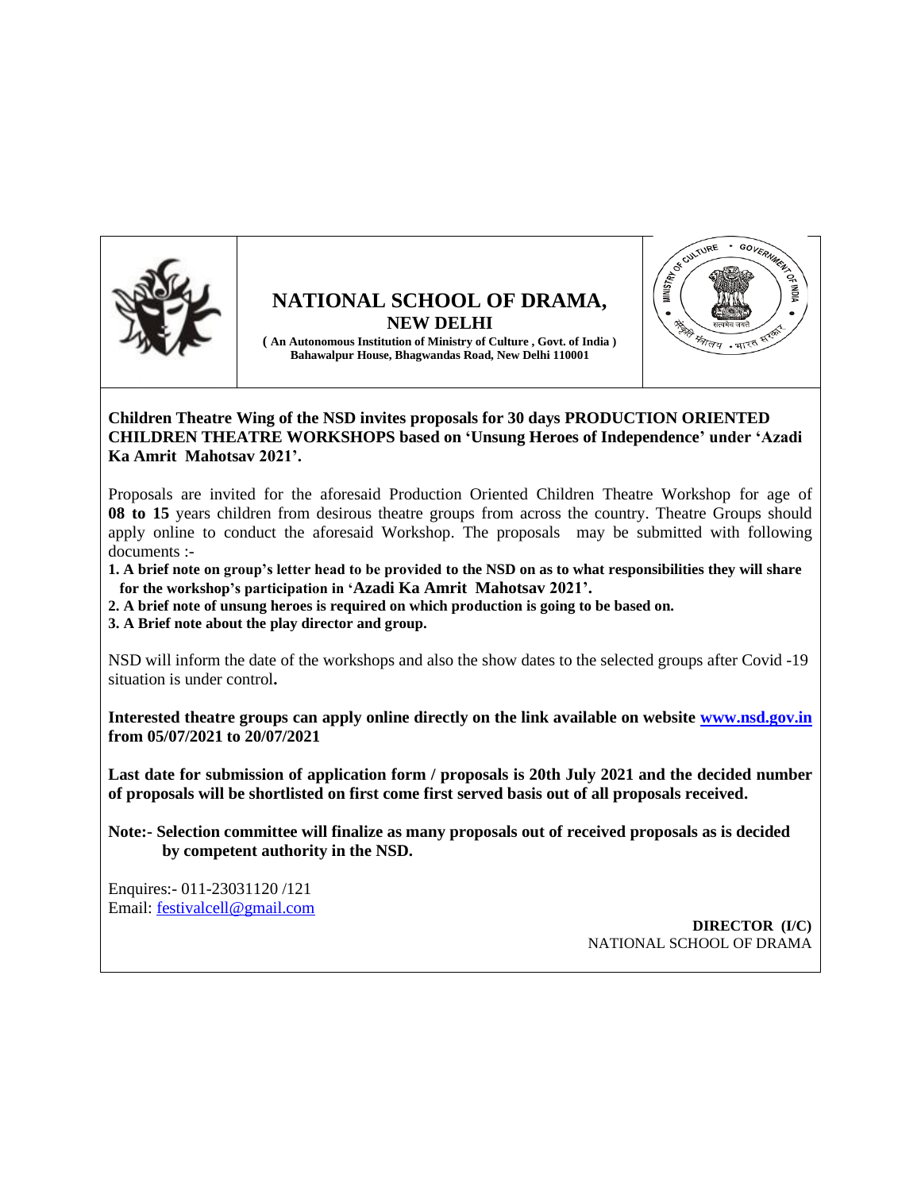# NATIONAL SCHOOL OF DRAMA,
## NEW DELHI

**( An Autonomous Institution of Ministry of Culture , Govt. of India )**
**Bahawalpur House, Bhagwandas Road, New Delhi 110001**

**Children Theatre Wing of the NSD invites proposals for 30 days PRODUCTION ORIENTED CHILDREN THEATRE WORKSHOPS based on 'Unsung Heroes of Independence' under 'Azadi Ka Amrit Mahotsav 2021'.**

Proposals are invited for the aforesaid Production Oriented Children Theatre Workshop for age of **08 to 15** years children from desirous theatre groups from across the country. Theatre Groups should apply online to conduct the aforesaid Workshop. The proposals may be submitted with following documents :-

1. **A brief note on group's letter head to be provided to the NSD on as to what responsibilities they will share for the workshop's participation in 'Azadi Ka Amrit Mahotsav 2021'.**
2. **A brief note of unsung heroes is required on which production is going to be based on.**
3. **A Brief note about the play director and group.**

NSD will inform the date of the workshops and also the show dates to the selected groups after Covid -19 situation is under control**.**

**Interested theatre groups can apply online directly on the link available on website [www.nsd.gov.in](http://www.nsd.gov.in) from 05/07/2021 to 20/07/2021**

**Last date for submission of application form / proposals is 20th July 2021 and the decided number of proposals will be shortlisted on first come first served basis out of all proposals received.**

**Note:- Selection committee will finalize as many proposals out of received proposals as is decided by competent authority in the NSD.**

Enquires:- 011-23031120 /121
Email: [festivalcell@gmail.com](mailto:festivalcell@gmail.com)

**DIRECTOR (I/C)**
NATIONAL SCHOOL OF DRAMA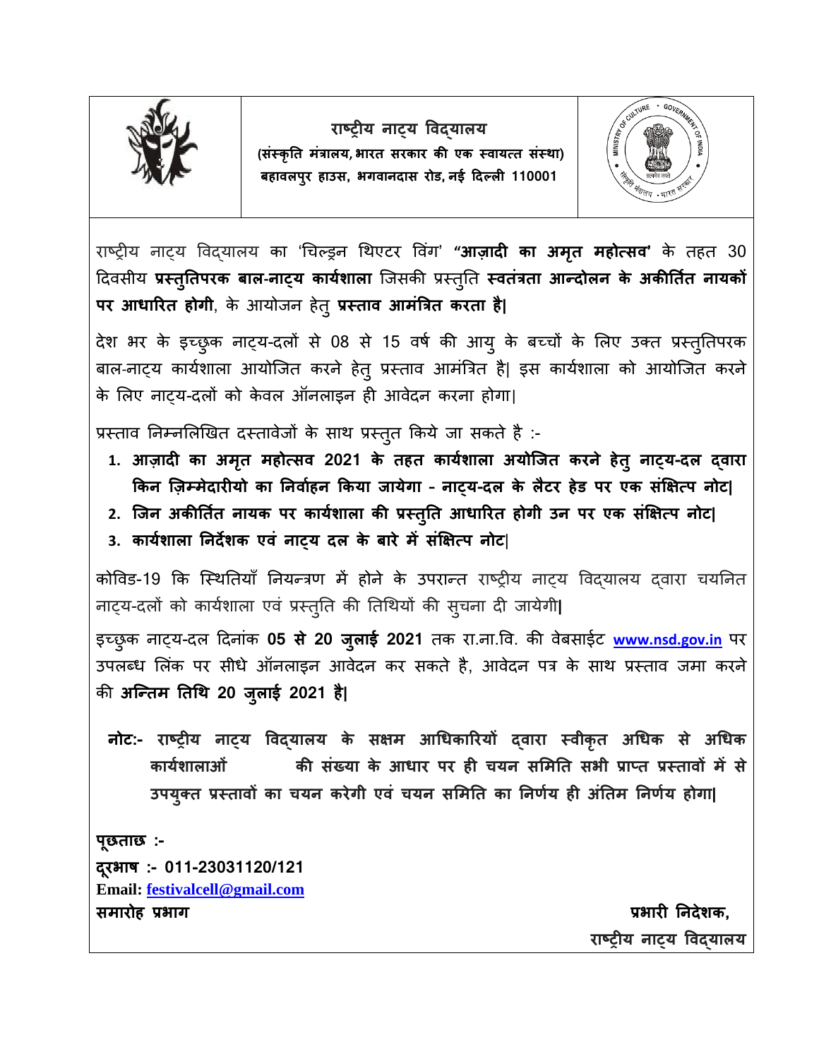**राष्ट्रीय नाट्य विद्यालय**
**(संस्कृति मंत्रालय, भारत सरकार की एक स्वायत्त संस्था)**
**बहावलपुर हाउस, भगवानदास रोड, नई दिल्ली 110001**

राष्ट्रीय नाट्य विद्यालय का 'चिल्ड्रन थिएटर विंग' **"आज़ादी का अमृत महोत्सव'** के तहत 30 दिवसीय **प्रस्तुतिपरक बाल-नाट्य कार्यशाला** जिसकी प्रस्तुति **स्वतंत्रता आन्दोलन के अकीर्तित नायकों पर आधारित होगी**, के आयोजन हेतु **प्रस्ताव आमंत्रित करता है|**

देश भर के इच्छुक नाट्य-दलों से 08 से 15 वर्ष की आयु के बच्चों के लिए उक्त प्रस्तुतिपरक बाल-नाट्य कार्यशाला आयोजित करने हेतु प्रस्ताव आमंत्रित है| इस कार्यशाला को आयोजित करने के लिए नाट्य-दलों को केवल ऑनलाइन ही आवेदन करना होगा|

प्रस्ताव निम्नलिखित दस्तावेजों के साथ प्रस्तुत किये जा सकते है :-

1. **आज़ादी का अमृत महोत्सव 2021 के तहत कार्यशाला अयोजित करने हेतु नाट्य-दल द्वारा किन ज़िम्मेदारीयो का निर्वाहन किया जायेगा - नाट्य-दल के लैटर हेड पर एक संक्षिप्त नोट|**
2. **जिन अकीर्तित नायक पर कार्यशाला की प्रस्तुति आधारित होगी उन पर एक संक्षिप्त नोट|**
3. **कार्यशाला निर्देशक एवं नाट्य दल के बारे में संक्षिप्त नोट|**

कोविड-19 कि स्थितियाँ नियन्त्रण में होने के उपरान्त राष्ट्रीय नाट्य विद्यालय द्वारा चयनित नाट्य-दलों को कार्यशाला एवं प्रस्तुति की तिथियों की सुचना दी जायेगी|

इच्छुक नाट्य-दल दिनांक **05 से 20 जुलाई 2021** तक रा.ना.वि. की वेबसाईट [www.nsd.gov.in](http://www.nsd.gov.in) पर उपलब्ध लिंक पर सीधे ऑनलाइन आवेदन कर सकते है, आवेदन पत्र के साथ प्रस्ताव जमा करने की **अन्तिम तिथि 20 जुलाई 2021 है|**

**नोट:- राष्ट्रीय नाट्य विद्यालय के सक्षम आधिकारियों द्वारा स्वीकृत अधिक से अधिक कार्यशालाओं की संख्या के आधार पर ही चयन समिति सभी प्राप्त प्रस्तावों में से उपयुक्त प्रस्तावों का चयन करेगी एवं चयन समिति का निर्णय ही अंतिम निर्णय होगा|**

**पूछताछ :-**
**दूरभाष :- 011-23031120/121**
**Email: [festivalcell@gmail.com](mailto:festivalcell@gmail.com)**
**समारोह प्रभाग**

**प्रभारी निदेशक,**
**राष्ट्रीय नाट्य विद्यालय**